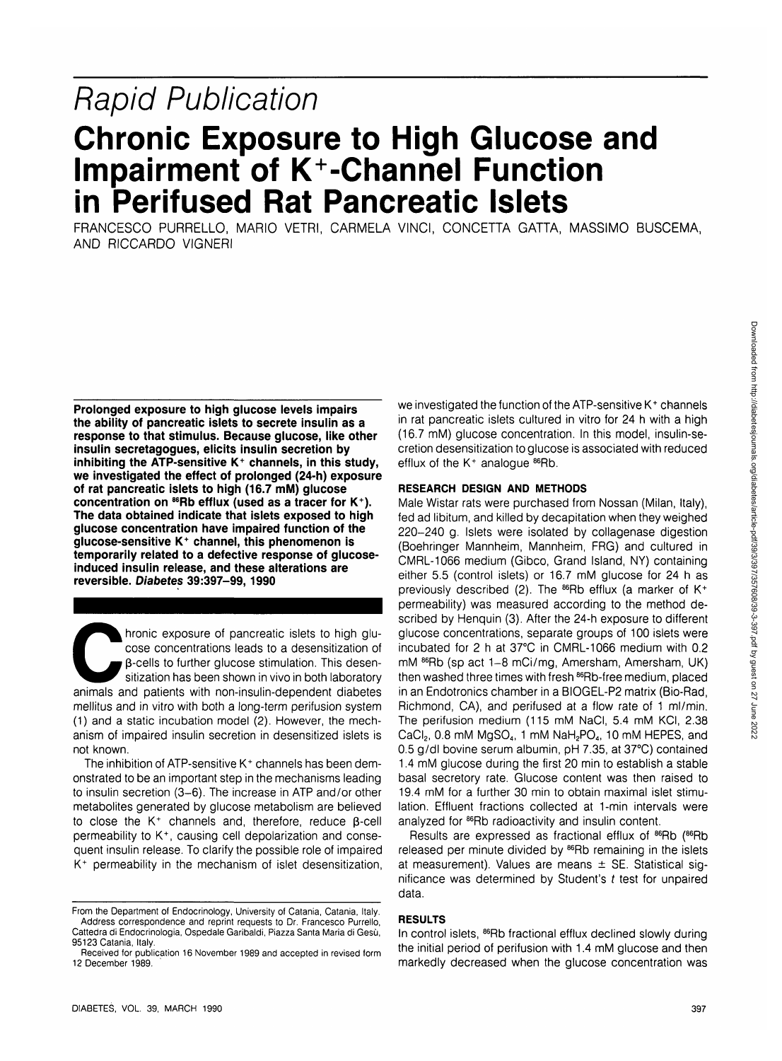*Rapid Publication*

# Chronic Exposure to High Glucose and Impairment of K+-Channel Function in Perifused Rat Pancreatic Islets

FRANCESCO PURRELLO, MARIO VETRI, CARMELA VINCI, CONCETTA GATTA, MASSIMO BUSCEMA, AND RICCARDO VIGNERI

**Prolonged exposure to high glucose levels impairs the ability of pancreatic islets to secrete insulin as a response to that stimulus. Because glucose, like other insulin secretagogues, elicits insulin secretion by inhibiting the ATP-sensitive K+ channels, in this study, we investigated the effect of prolonged (24-h) exposure of rat pancreatic islets to high (16.7 mM) glucose concentration on $^{86}$Rb efflux (used as a tracer for K+). The data obtained indicate that islets exposed to high glucose concentration have impaired function of the glucose-sensitive K+ channel, this phenomenon is temporarily related to a defective response of glucose-induced insulin release, and these alterations are reversible.** ***Diabetes*** **39:397–99, 1990**

Chronic exposure of pancreatic islets to high glucose concentrations leads to a desensitization of β-cells to further glucose stimulation. This desensitization has been shown in vivo in both laboratory animals and patients with non-insulin-dependent diabetes mellitus and in vitro with both a long-term perifusion system (1) and a static incubation model (2). However, the mechanism of impaired insulin secretion in desensitized islets is not known.

The inhibition of ATP-sensitive K+ channels has been demonstrated to be an important step in the mechanisms leading to insulin secretion (3–6). The increase in ATP and/or other metabolites generated by glucose metabolism are believed to close the K+ channels and, therefore, reduce β-cell permeability to K+, causing cell depolarization and consequent insulin release. To clarify the possible role of impaired K+ permeability in the mechanism of islet desensitization, we investigated the function of the ATP-sensitive K+ channels in rat pancreatic islets cultured in vitro for 24 h with a high (16.7 mM) glucose concentration. In this model, insulin-secretion desensitization to glucose is associated with reduced efflux of the K+ analogue $^{86}$Rb.

From the Department of Endocrinology, University of Catania, Catania, Italy.
Address correspondence and reprint requests to Dr. Francesco Purrello, Cattedra di Endocrinologia, Ospedale Garibaldi, Piazza Santa Maria di Gesù, 95123 Catania, Italy.
Received for publication 16 November 1989 and accepted in revised form 12 December 1989.

## RESEARCH DESIGN AND METHODS

Male Wistar rats were purchased from Nossan (Milan, Italy), fed ad libitum, and killed by decapitation when they weighed 220–240 g. Islets were isolated by collagenase digestion (Boehringer Mannheim, Mannheim, FRG) and cultured in CMRL-1066 medium (Gibco, Grand Island, NY) containing either 5.5 (control islets) or 16.7 mM glucose for 24 h as previously described (2). The $^{86}$Rb efflux (a marker of K+ permeability) was measured according to the method described by Henquin (3). After the 24-h exposure to different glucose concentrations, separate groups of 100 islets were incubated for 2 h at 37°C in CMRL-1066 medium with 0.2 mM $^{86}$Rb (sp act 1–8 mCi/mg, Amersham, Amersham, UK) then washed three times with fresh $^{86}$Rb-free medium, placed in an Endotronics chamber in a BIOGEL-P2 matrix (Bio-Rad, Richmond, CA), and perifused at a flow rate of 1 ml/min. The perifusion medium (115 mM NaCl, 5.4 mM KCl, 2.38 $CaCl_2$, 0.8 mM $MgSO_4$, 1 mM $NaH_2PO_4$, 10 mM HEPES, and 0.5 g/dl bovine serum albumin, pH 7.35, at 37°C) contained 1.4 mM glucose during the first 20 min to establish a stable basal secretory rate. Glucose content was then raised to 19.4 mM for a further 30 min to obtain maximal islet stimulation. Effluent fractions collected at 1-min intervals were analyzed for $^{86}$Rb radioactivity and insulin content.

Results are expressed as fractional efflux of $^{86}$Rb ($^{86}$Rb released per minute divided by $^{86}$Rb remaining in the islets at measurement). Values are means ± SE. Statistical significance was determined by Student's *t* test for unpaired data.

## RESULTS

In control islets, $^{86}$Rb fractional efflux declined slowly during the initial period of perifusion with 1.4 mM glucose and then markedly decreased when the glucose concentration was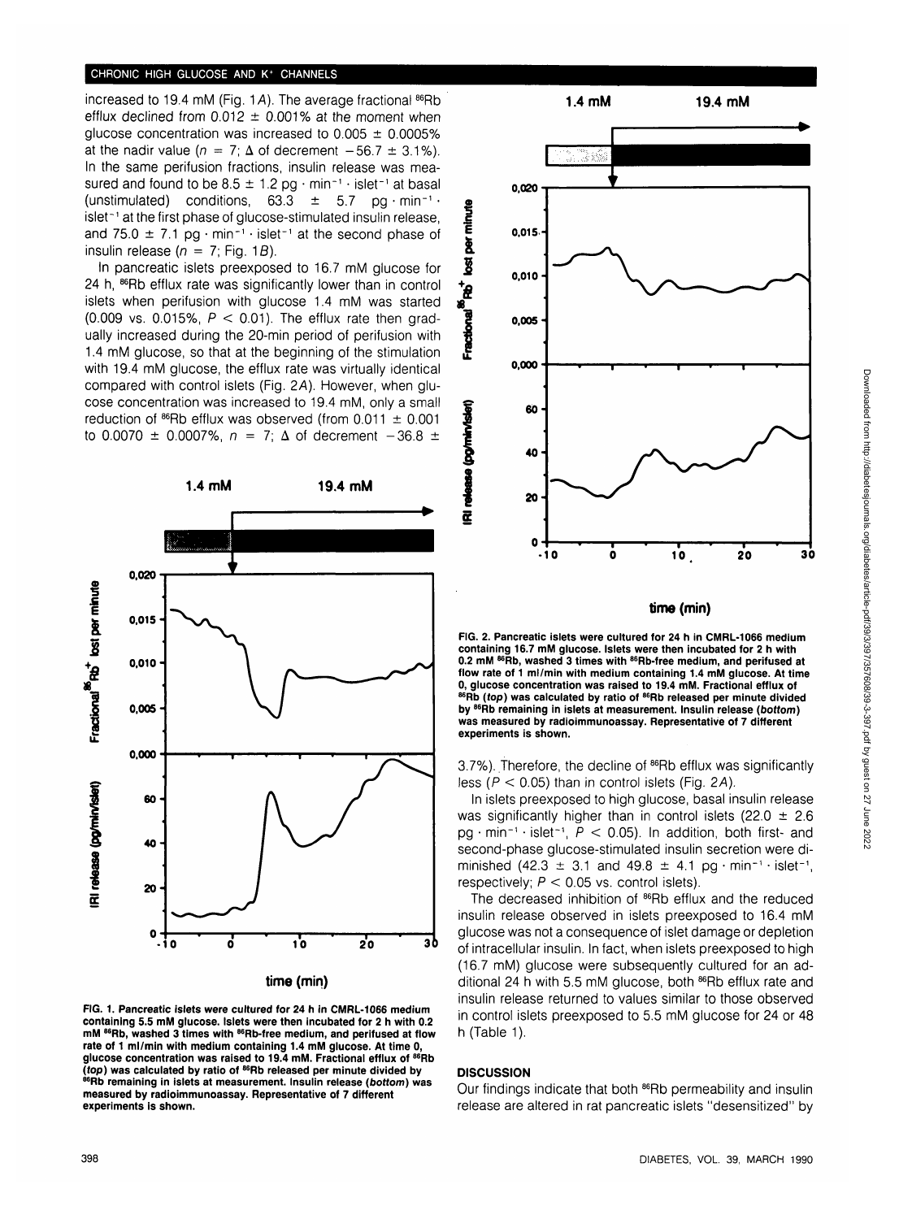increased to 19.4 mM (Fig. 1*A*). The average fractional $^{86}$Rb efflux declined from 0.012 ± 0.001% at the moment when glucose concentration was increased to 0.005 ± 0.0005% at the nadir value ($n = 7$; Δ of decrement −56.7 ± 3.1%). In the same perifusion fractions, insulin release was measured and found to be 8.5 ± 1.2 pg · min$^{-1}$ · islet$^{-1}$ at basal (unstimulated) conditions, 63.3 ± 5.7 pg · min$^{-1}$ · islet$^{-1}$ at the first phase of glucose-stimulated insulin release, and 75.0 ± 7.1 pg · min$^{-1}$ · islet$^{-1}$ at the second phase of insulin release ($n = 7$; Fig. 1*B*).

In pancreatic islets preexposed to 16.7 mM glucose for 24 h, $^{86}$Rb efflux rate was significantly lower than in control islets when perifusion with glucose 1.4 mM was started (0.009 vs. 0.015%, $P < 0.01$). The efflux rate then gradually increased during the 20-min period of perifusion with 1.4 mM glucose, so that at the beginning of the stimulation with 19.4 mM glucose, the efflux rate was virtually identical compared with control islets (Fig. 2*A*). However, when glucose concentration was increased to 19.4 mM, only a small reduction of $^{86}$Rb efflux was observed (from 0.011 ± 0.001 to 0.0070 ± 0.0007%, $n = 7$; Δ of decrement −36.8 ± 3.7%). Therefore, the decline of $^{86}$Rb efflux was significantly less ($P < 0.05$) than in control islets (Fig. 2*A*).

In islets preexposed to high glucose, basal insulin release was significantly higher than in control islets (22.0 ± 2.6 pg · min$^{-1}$ · islet$^{-1}$, $P < 0.05$). In addition, both first- and second-phase glucose-stimulated insulin secretion were diminished (42.3 ± 3.1 and 49.8 ± 4.1 pg · min$^{-1}$ · islet$^{-1}$, respectively; $P < 0.05$ vs. control islets).

The decreased inhibition of $^{86}$Rb efflux and the reduced insulin release observed in islets preexposed to 16.4 mM glucose was not a consequence of islet damage or depletion of intracellular insulin. In fact, when islets preexposed to high (16.7 mM) glucose were subsequently cultured for an additional 24 h with 5.5 mM glucose, both $^{86}$Rb efflux rate and insulin release returned to values similar to those observed in control islets preexposed to 5.5 mM glucose for 24 or 48 h (Table 1).

**FIG. 1. Pancreatic islets were cultured for 24 h in CMRL-1066 medium containing 5.5 mM glucose. Islets were then incubated for 2 h with 0.2 mM $^{86}$Rb, washed 3 times with $^{86}$Rb-free medium, and perifused at flow rate of 1 ml/min with medium containing 1.4 mM glucose. At time 0, glucose concentration was raised to 19.4 mM. Fractional efflux of $^{86}$Rb (*top*) was calculated by ratio of $^{86}$Rb released per minute divided by $^{86}$Rb remaining in islets at measurement. Insulin release (*bottom*) was measured by radioimmunoassay. Representative of 7 different experiments is shown.**

**FIG. 2. Pancreatic islets were cultured for 24 h in CMRL-1066 medium containing 16.7 mM glucose. Islets were then incubated for 2 h with 0.2 mM $^{86}$Rb, washed 3 times with $^{86}$Rb-free medium, and perifused at flow rate of 1 ml/min with medium containing 1.4 mM glucose. At time 0, glucose concentration was raised to 19.4 mM. Fractional efflux of $^{86}$Rb (*top*) was calculated by ratio of $^{86}$Rb released per minute divided by $^{86}$Rb remaining in islets at measurement. Insulin release (*bottom*) was measured by radioimmunoassay. Representative of 7 different experiments is shown.**

## DISCUSSION

Our findings indicate that both $^{86}$Rb permeability and insulin release are altered in rat pancreatic islets "desensitized" by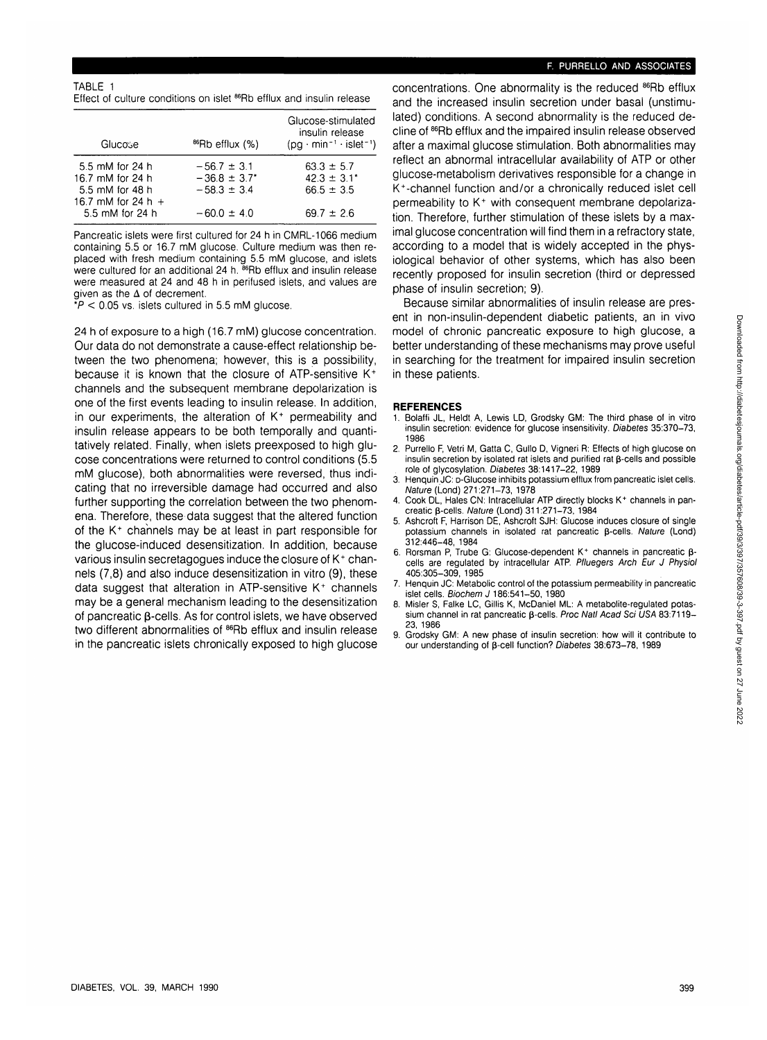TABLE 1
Effect of culture conditions on islet $^{86}$Rb efflux and insulin release

| Glucose | $^{86}$Rb efflux (%) | Glucose-stimulated insulin release ($pg \cdot min^{-1} \cdot islet^{-1}$) |
|---|---|---|
| 5.5 mM for 24 h | −56.7 ± 3.1 | 63.3 ± 5.7 |
| 16.7 mM for 24 h | −36.8 ± 3.7* | 42.3 ± 3.1* |
| 5.5 mM for 48 h | −58.3 ± 3.4 | 66.5 ± 3.5 |
| 16.7 mM for 24 h + 5.5 mM for 24 h | −60.0 ± 4.0 | 69.7 ± 2.6 |

Pancreatic islets were first cultured for 24 h in CMRL-1066 medium containing 5.5 or 16.7 mM glucose. Culture medium was then replaced with fresh medium containing 5.5 mM glucose, and islets were cultured for an additional 24 h. $^{86}$Rb efflux and insulin release were measured at 24 and 48 h in perifused islets, and values are given as the Δ of decrement.
*$P < 0.05$ vs. islets cultured in 5.5 mM glucose.

24 h of exposure to a high (16.7 mM) glucose concentration. Our data do not demonstrate a cause-effect relationship between the two phenomena; however, this is a possibility, because it is known that the closure of ATP-sensitive $K^+$ channels and the subsequent membrane depolarization is one of the first events leading to insulin release. In addition, in our experiments, the alteration of $K^+$ permeability and insulin release appears to be both temporally and quantitatively related. Finally, when islets preexposed to high glucose concentrations were returned to control conditions (5.5 mM glucose), both abnormalities were reversed, thus indicating that no irreversible damage had occurred and also further supporting the correlation between the two phenomena. Therefore, these data suggest that the altered function of the $K^+$ channels may be at least in part responsible for the glucose-induced desensitization. In addition, because various insulin secretagogues induce the closure of $K^+$ channels (7,8) and also induce desensitization in vitro (9), these data suggest that alteration in ATP-sensitive $K^+$ channels may be a general mechanism leading to the desensitization of pancreatic β-cells. As for control islets, we have observed two different abnormalities of $^{86}$Rb efflux and insulin release in the pancreatic islets chronically exposed to high glucose concentrations. One abnormality is the reduced $^{86}$Rb efflux and the increased insulin secretion under basal (unstimulated) conditions. A second abnormality is the reduced decline of $^{86}$Rb efflux and the impaired insulin release observed after a maximal glucose stimulation. Both abnormalities may reflect an abnormal intracellular availability of ATP or other glucose-metabolism derivatives responsible for a change in $K^+$-channel function and/or a chronically reduced islet cell permeability to $K^+$ with consequent membrane depolarization. Therefore, further stimulation of these islets by a maximal glucose concentration will find them in a refractory state, according to a model that is widely accepted in the physiological behavior of other systems, which has also been recently proposed for insulin secretion (third or depressed phase of insulin secretion; 9).

Because similar abnormalities of insulin release are present in non-insulin-dependent diabetic patients, an in vivo model of chronic pancreatic exposure to high glucose, a better understanding of these mechanisms may prove useful in searching for the treatment for impaired insulin secretion in these patients.

## REFERENCES

1. Bolaffi JL, Heldt A, Lewis LD, Grodsky GM: The third phase of in vitro insulin secretion: evidence for glucose insensitivity. *Diabetes* 35:370–73, 1986
2. Purrello F, Vetri M, Gatta C, Gullo D, Vigneri R: Effects of high glucose on insulin secretion by isolated rat islets and purified rat β-cells and possible role of glycosylation. *Diabetes* 38:1417–22, 1989
3. Henquin JC: D-Glucose inhibits potassium efflux from pancreatic islet cells. *Nature* (Lond) 271:271–73, 1978
4. Cook DL, Hales CN: Intracellular ATP directly blocks $K^+$ channels in pancreatic β-cells. *Nature* (Lond) 311:271–73, 1984
5. Ashcroft F, Harrison DE, Ashcroft SJH: Glucose induces closure of single potassium channels in isolated rat pancreatic β-cells. *Nature* (Lond) 312:446–48, 1984
6. Rorsman P, Trube G: Glucose-dependent $K^+$ channels in pancreatic β-cells are regulated by intracellular ATP. *Pfluegers Arch Eur J Physiol* 405:305–309, 1985
7. Henquin JC: Metabolic control of the potassium permeability in pancreatic islet cells. *Biochem J* 186:541–50, 1980
8. Misler S, Falke LC, Gillis K, McDaniel ML: A metabolite-regulated potassium channel in rat pancreatic β-cells. *Proc Natl Acad Sci USA* 83:7119–23, 1986
9. Grodsky GM: A new phase of insulin secretion: how will it contribute to our understanding of β-cell function? *Diabetes* 38:673–78, 1989